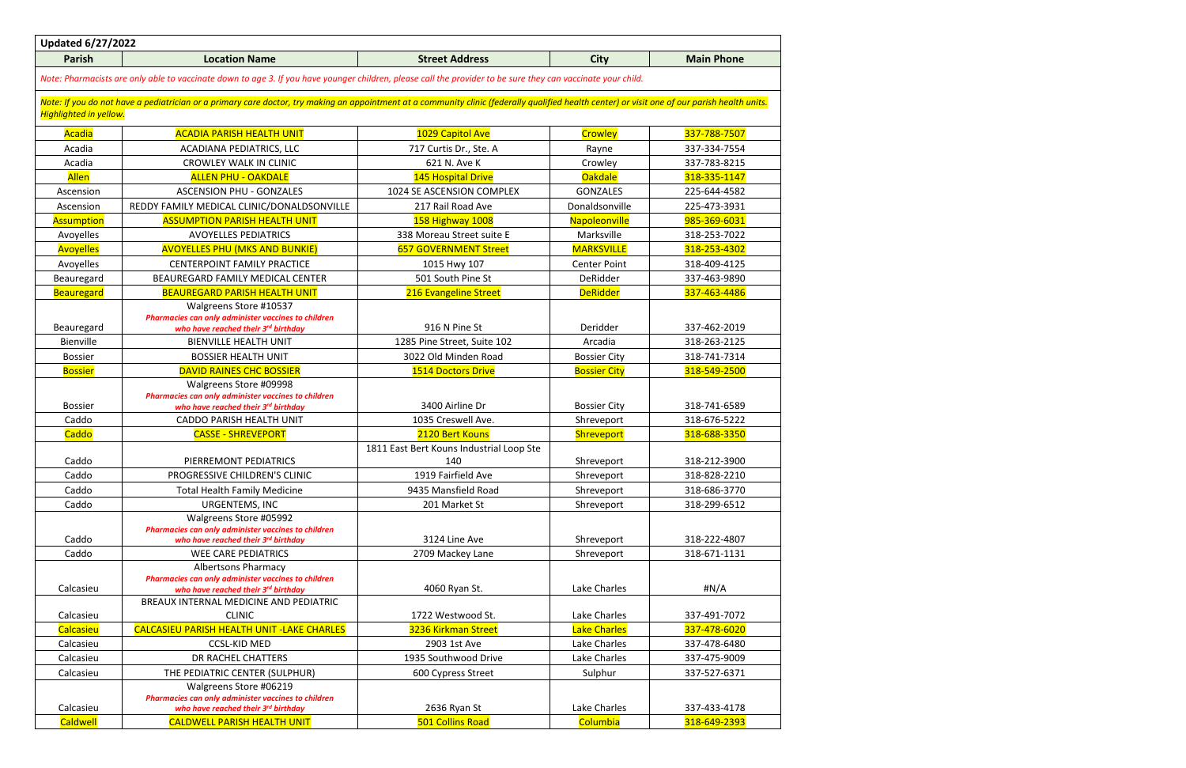| Updated 6/27/2022 | | | | |
|---|---|---|---|---|
| **Parish** | **Location Name** | **Street Address** | **City** | **Main Phone** |
| *Note: Pharmacists are only able to vaccinate down to age 3. If you have younger children, please call the provider to be sure they can vaccinate your child.* | | | | |
| *Note: If you do not have a pediatrician or a primary care doctor, try making an appointment at a community clinic (federally qualified health center) or visit one of our parish health units. Highlighted in yellow.* | | | | |
| Acadia | ACADIA PARISH HEALTH UNIT | 1029 Capitol Ave | Crowley | 337-788-7507 |
| Acadia | ACADIANA PEDIATRICS, LLC | 717 Curtis Dr., Ste. A | Rayne | 337-334-7554 |
| Acadia | CROWLEY WALK IN CLINIC | 621 N. Ave K | Crowley | 337-783-8215 |
| Allen | ALLEN PHU - OAKDALE | 145 Hospital Drive | Oakdale | 318-335-1147 |
| Ascension | ASCENSION PHU - GONZALES | 1024 SE ASCENSION COMPLEX | GONZALES | 225-644-4582 |
| Ascension | REDDY FAMILY MEDICAL CLINIC/DONALDSONVILLE | 217 Rail Road Ave | Donaldsonville | 225-473-3931 |
| Assumption | ASSUMPTION PARISH HEALTH UNIT | 158 Highway 1008 | Napoleonville | 985-369-6031 |
| Avoyelles | AVOYELLES PEDIATRICS | 338 Moreau Street suite E | Marksville | 318-253-7022 |
| Avoyelles | AVOYELLES PHU (MKS AND BUNKIE) | 657 GOVERNMENT Street | MARKSVILLE | 318-253-4302 |
| Avoyelles | CENTERPOINT FAMILY PRACTICE | 1015 Hwy 107 | Center Point | 318-409-4125 |
| Beauregard | BEAUREGARD FAMILY MEDICAL CENTER | 501 South Pine St | DeRidder | 337-463-9890 |
| Beauregard | BEAUREGARD PARISH HEALTH UNIT | 216 Evangeline Street | DeRidder | 337-463-4486 |
| Beauregard | Walgreens Store #10537 *Pharmacies can only administer vaccines to children who have reached their 3rd birthday* | 916 N Pine St | Deridder | 337-462-2019 |
| Bienville | BIENVILLE HEALTH UNIT | 1285 Pine Street, Suite 102 | Arcadia | 318-263-2125 |
| Bossier | BOSSIER HEALTH UNIT | 3022 Old Minden Road | Bossier City | 318-741-7314 |
| Bossier | DAVID RAINES CHC BOSSIER | 1514 Doctors Drive | Bossier City | 318-549-2500 |
| Bossier | Walgreens Store #09998 *Pharmacies can only administer vaccines to children who have reached their 3rd birthday* | 3400 Airline Dr | Bossier City | 318-741-6589 |
| Caddo | CADDO PARISH HEALTH UNIT | 1035 Creswell Ave. | Shreveport | 318-676-5222 |
| Caddo | CASSE - SHREVEPORT | 2120 Bert Kouns | Shreveport | 318-688-3350 |
| Caddo | PIERREMONT PEDIATRICS | 1811 East Bert Kouns Industrial Loop Ste 140 | Shreveport | 318-212-3900 |
| Caddo | PROGRESSIVE CHILDREN'S CLINIC | 1919 Fairfield Ave | Shreveport | 318-828-2210 |
| Caddo | Total Health Family Medicine | 9435 Mansfield Road | Shreveport | 318-686-3770 |
| Caddo | URGENTEMS, INC | 201 Market St | Shreveport | 318-299-6512 |
| Caddo | Walgreens Store #05992 *Pharmacies can only administer vaccines to children who have reached their 3rd birthday* | 3124 Line Ave | Shreveport | 318-222-4807 |
| Caddo | WEE CARE PEDIATRICS | 2709 Mackey Lane | Shreveport | 318-671-1131 |
| Calcasieu | Albertsons Pharmacy *Pharmacies can only administer vaccines to children who have reached their 3rd birthday* | 4060 Ryan St. | Lake Charles | #N/A |
| Calcasieu | BREAUX INTERNAL MEDICINE AND PEDIATRIC CLINIC | 1722 Westwood St. | Lake Charles | 337-491-7072 |
| Calcasieu | CALCASIEU PARISH HEALTH UNIT -LAKE CHARLES | 3236 Kirkman Street | Lake Charles | 337-478-6020 |
| Calcasieu | CCSL-KID MED | 2903 1st Ave | Lake Charles | 337-478-6480 |
| Calcasieu | DR RACHEL CHATTERS | 1935 Southwood Drive | Lake Charles | 337-475-9009 |
| Calcasieu | THE PEDIATRIC CENTER (SULPHUR) | 600 Cypress Street | Sulphur | 337-527-6371 |
| Calcasieu | Walgreens Store #06219 *Pharmacies can only administer vaccines to children who have reached their 3rd birthday* | 2636 Ryan St | Lake Charles | 337-433-4178 |
| Caldwell | CALDWELL PARISH HEALTH UNIT | 501 Collins Road | Columbia | 318-649-2393 |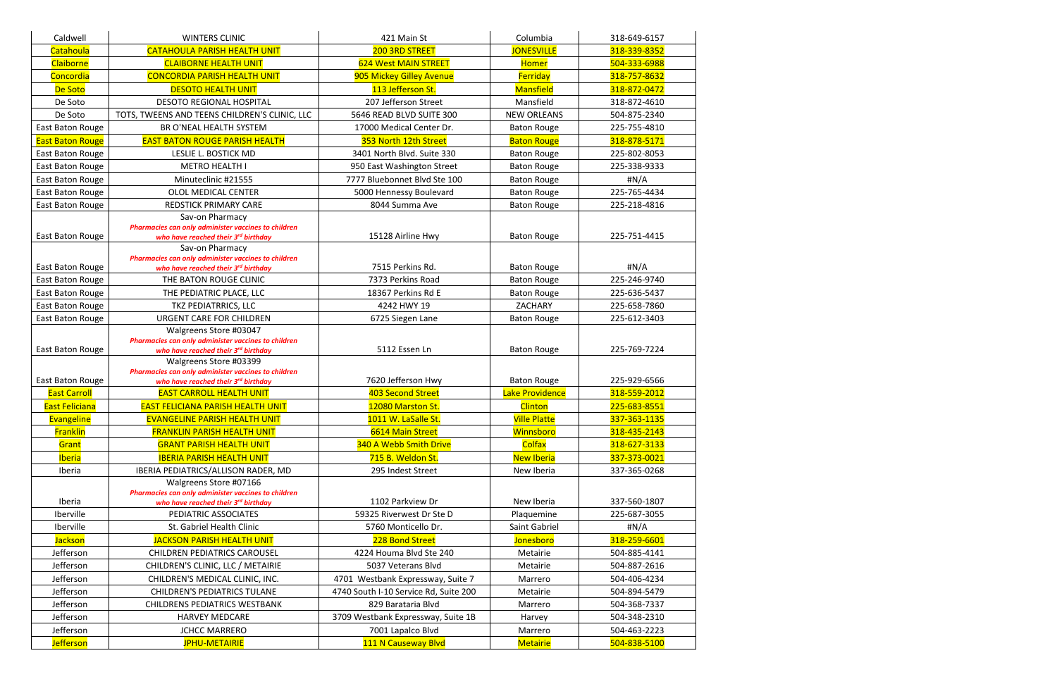| Caldwell | WINTERS CLINIC | 421 Main St | Columbia | 318-649-6157 |
|---|---|---|---|---|
| Catahoula | CATAHOULA PARISH HEALTH UNIT | 200 3RD STREET | JONESVILLE | 318-339-8352 |
| Claiborne | CLAIBORNE HEALTH UNIT | 624 West MAIN STREET | Homer | 504-333-6988 |
| Concordia | CONCORDIA PARISH HEALTH UNIT | 905 Mickey Gilley Avenue | Ferriday | 318-757-8632 |
| De Soto | DESOTO HEALTH UNIT | 113 Jefferson St. | Mansfield | 318-872-0472 |
| De Soto | DESOTO REGIONAL HOSPITAL | 207 Jefferson Street | Mansfield | 318-872-4610 |
| De Soto | TOTS, TWEENS AND TEENS CHILDREN'S CLINIC, LLC | 5646 READ BLVD SUITE 300 | NEW ORLEANS | 504-875-2340 |
| East Baton Rouge | BR O'NEAL HEALTH SYSTEM | 17000 Medical Center Dr. | Baton Rouge | 225-755-4810 |
| East Baton Rouge | EAST BATON ROUGE PARISH HEALTH | 353 North 12th Street | Baton Rouge | 318-878-5171 |
| East Baton Rouge | LESLIE L. BOSTICK MD | 3401 North Blvd. Suite 330 | Baton Rouge | 225-802-8053 |
| East Baton Rouge | METRO HEALTH I | 950 East Washington Street | Baton Rouge | 225-338-9333 |
| East Baton Rouge | Minuteclinic #21555 | 7777 Bluebonnet Blvd Ste 100 | Baton Rouge | #N/A |
| East Baton Rouge | OLOL MEDICAL CENTER | 5000 Hennessy Boulevard | Baton Rouge | 225-765-4434 |
| East Baton Rouge | REDSTICK PRIMARY CARE | 8044 Summa Ave | Baton Rouge | 225-218-4816 |
| East Baton Rouge | Sav-on Pharmacy ***Pharmacies can only administer vaccines to children who have reached their 3rd birthday*** | 15128 Airline Hwy | Baton Rouge | 225-751-4415 |
| East Baton Rouge | Sav-on Pharmacy ***Pharmacies can only administer vaccines to children who have reached their 3rd birthday*** | 7515 Perkins Rd. | Baton Rouge | #N/A |
| East Baton Rouge | THE BATON ROUGE CLINIC | 7373 Perkins Road | Baton Rouge | 225-246-9740 |
| East Baton Rouge | THE PEDIATRIC PLACE, LLC | 18367 Perkins Rd E | Baton Rouge | 225-636-5437 |
| East Baton Rouge | TKZ PEDIATRRICS, LLC | 4242 HWY 19 | ZACHARY | 225-658-7860 |
| East Baton Rouge | URGENT CARE FOR CHILDREN | 6725 Siegen Lane | Baton Rouge | 225-612-3403 |
| East Baton Rouge | Walgreens Store #03047 ***Pharmacies can only administer vaccines to children who have reached their 3rd birthday*** | 5112 Essen Ln | Baton Rouge | 225-769-7224 |
| East Baton Rouge | Walgreens Store #03399 ***Pharmacies can only administer vaccines to children who have reached their 3rd birthday*** | 7620 Jefferson Hwy | Baton Rouge | 225-929-6566 |
| East Carroll | EAST CARROLL HEALTH UNIT | 403 Second Street | Lake Providence | 318-559-2012 |
| East Feliciana | EAST FELICIANA PARISH HEALTH UNIT | 12080 Marston St. | Clinton | 225-683-8551 |
| Evangeline | EVANGELINE PARISH HEALTH UNIT | 1011 W. LaSalle St. | Ville Platte | 337-363-1135 |
| Franklin | FRANKLIN PARISH HEALTH UNIT | 6614 Main Street | Winnsboro | 318-435-2143 |
| Grant | GRANT PARISH HEALTH UNIT | 340 A Webb Smith Drive | Colfax | 318-627-3133 |
| Iberia | IBERIA PARISH HEALTH UNIT | 715 B. Weldon St. | New Iberia | 337-373-0021 |
| Iberia | IBERIA PEDIATRICS/ALLISON RADER, MD | 295 Indest Street | New Iberia | 337-365-0268 |
| Iberia | Walgreens Store #07166 ***Pharmacies can only administer vaccines to children who have reached their 3rd birthday*** | 1102 Parkview Dr | New Iberia | 337-560-1807 |
| Iberville | PEDIATRIC ASSOCIATES | 59325 Riverwest Dr Ste D | Plaquemine | 225-687-3055 |
| Iberville | St. Gabriel Health Clinic | 5760 Monticello Dr. | Saint Gabriel | #N/A |
| Jackson | JACKSON PARISH HEALTH UNIT | 228 Bond Street | Jonesboro | 318-259-6601 |
| Jefferson | CHILDREN PEDIATRICS CAROUSEL | 4224 Houma Blvd Ste 240 | Metairie | 504-885-4141 |
| Jefferson | CHILDREN'S CLINIC, LLC / METAIRIE | 5037 Veterans Blvd | Metairie | 504-887-2616 |
| Jefferson | CHILDREN'S MEDICAL CLINIC, INC. | 4701 Westbank Expressway, Suite 7 | Marrero | 504-406-4234 |
| Jefferson | CHILDREN'S PEDIATRICS TULANE | 4740 South I-10 Service Rd, Suite 200 | Metairie | 504-894-5479 |
| Jefferson | CHILDRENS PEDIATRICS WESTBANK | 829 Barataria Blvd | Marrero | 504-368-7337 |
| Jefferson | HARVEY MEDCARE | 3709 Westbank Expressway, Suite 1B | Harvey | 504-348-2310 |
| Jefferson | JCHCC MARRERO | 7001 Lapalco Blvd | Marrero | 504-463-2223 |
| Jefferson | JPHU-METAIRIE | 111 N Causeway Blvd | Metairie | 504-838-5100 |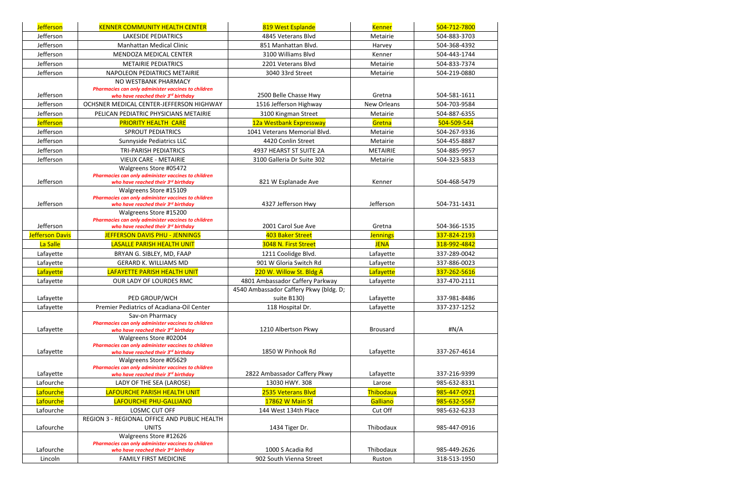| Jefferson | KENNER COMMUNITY HEALTH CENTER | 819 West Esplande | Kenner | 504-712-7800 |
|---|---|---|---|---|
| Jefferson | LAKESIDE PEDIATRICS | 4845 Veterans Blvd | Metairie | 504-883-3703 |
| Jefferson | Manhattan Medical Clinic | 851 Manhattan Blvd. | Harvey | 504-368-4392 |
| Jefferson | MENDOZA MEDICAL CENTER | 3100 Williams Blvd | Kenner | 504-443-1744 |
| Jefferson | METAIRIE PEDIATRICS | 2201 Veterans Blvd | Metairie | 504-833-7374 |
| Jefferson | NAPOLEON PEDIATRICS METAIRIE | 3040 33rd Street | Metairie | 504-219-0880 |
| Jefferson | NO WESTBANK PHARMACY ***Pharmacies can only administer vaccines to children who have reached their 3rd birthday*** | 2500 Belle Chasse Hwy | Gretna | 504-581-1611 |
| Jefferson | OCHSNER MEDICAL CENTER-JEFFERSON HIGHWAY | 1516 Jefferson Highway | New Orleans | 504-703-9584 |
| Jefferson | PELICAN PEDIATRIC PHYSICIANS METAIRIE | 3100 Kingman Street | Metairie | 504-887-6355 |
| Jefferson | PRIORITY HEALTH CARE | 12a Westbank Expressway | Gretna | 504-509-544 |
| Jefferson | SPROUT PEDIATRICS | 1041 Veterans Memorial Blvd. | Metairie | 504-267-9336 |
| Jefferson | Sunnyside Pediatrics LLC | 4420 Conlin Street | Metairie | 504-455-8887 |
| Jefferson | TRI-PARISH PEDIATRICS | 4937 HEARST ST SUITE 2A | METAIRIE | 504-885-9957 |
| Jefferson | VIEUX CARE - METAIRIE | 3100 Galleria Dr Suite 302 | Metairie | 504-323-5833 |
| Jefferson | Walgreens Store #05472 ***Pharmacies can only administer vaccines to children who have reached their 3rd birthday*** | 821 W Esplanade Ave | Kenner | 504-468-5479 |
| Jefferson | Walgreens Store #15109 ***Pharmacies can only administer vaccines to children who have reached their 3rd birthday*** | 4327 Jefferson Hwy | Jefferson | 504-731-1431 |
| Jefferson | Walgreens Store #15200 ***Pharmacies can only administer vaccines to children who have reached their 3rd birthday*** | 2001 Carol Sue Ave | Gretna | 504-366-1535 |
| Jefferson Davis | JEFFERSON DAVIS PHU - JENNINGS | 403 Baker Street | Jennings | 337-824-2193 |
| La Salle | LASALLE PARISH HEALTH UNIT | 3048 N. First Street | JENA | 318-992-4842 |
| Lafayette | BRYAN G. SIBLEY, MD, FAAP | 1211 Coolidge Blvd. | Lafayette | 337-289-0042 |
| Lafayette | GERARD K. WILLIAMS MD | 901 W Gloria Switch Rd | Lafayette | 337-886-0023 |
| Lafayette | LAFAYETTE PARISH HEALTH UNIT | 220 W. Willow St. Bldg A | Lafayette | 337-262-5616 |
| Lafayette | OUR LADY OF LOURDES RMC | 4801 Ambassador Caffery Parkway | Lafayette | 337-470-2111 |
| Lafayette | PED GROUP/WCH | 4540 Ambassador Caffery Pkwy (bldg. D; suite B130) | Lafayette | 337-981-8486 |
| Lafayette | Premier Pediatrics of Acadiana-Oil Center | 118 Hospital Dr. | Lafayette | 337-237-1252 |
| Lafayette | Sav-on Pharmacy ***Pharmacies can only administer vaccines to children who have reached their 3rd birthday*** | 1210 Albertson Pkwy | Brousard | #N/A |
| Lafayette | Walgreens Store #02004 ***Pharmacies can only administer vaccines to children who have reached their 3rd birthday*** | 1850 W Pinhook Rd | Lafayette | 337-267-4614 |
| Lafayette | Walgreens Store #05629 ***Pharmacies can only administer vaccines to children who have reached their 3rd birthday*** | 2822 Ambassador Caffery Pkwy | Lafayette | 337-216-9399 |
| Lafourche | LADY OF THE SEA (LAROSE) | 13030 HWY. 308 | Larose | 985-632-8331 |
| Lafourche | LAFOURCHE PARISH HEALTH UNIT | 2535 Veterans Blvd | Thibodaux | 985-447-0921 |
| Lafourche | LAFOURCHE PHU-GALLIANO | 17862 W Main St | Galliano | 985-632-5567 |
| Lafourche | LOSMC CUT OFF | 144 West 134th Place | Cut Off | 985-632-6233 |
| Lafourche | REGION 3 - REGIONAL OFFICE AND PUBLIC HEALTH UNITS | 1434 Tiger Dr. | Thibodaux | 985-447-0916 |
| Lafourche | Walgreens Store #12626 ***Pharmacies can only administer vaccines to children who have reached their 3rd birthday*** | 1000 S Acadia Rd | Thibodaux | 985-449-2626 |
| Lincoln | FAMILY FIRST MEDICINE | 902 South Vienna Street | Ruston | 318-513-1950 |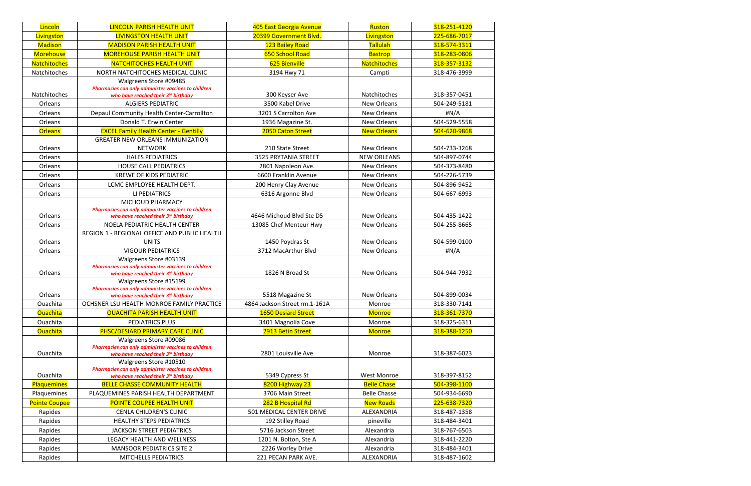| Lincoln | LINCOLN PARISH HEALTH UNIT | 405 East Georgia Avenue | Ruston | 318-251-4120 |
|---|---|---|---|---|
| Livingston | LIVINGSTON HEALTH UNIT | 20399 Government Blvd. | Livingston | 225-686-7017 |
| Madison | MADISON PARISH HEALTH UNIT | 123 Bailey Road | Tallulah | 318-574-3311 |
| Morehouse | MOREHOUSE PARISH HEALTH UNIT | 650 School Road | Bastrop | 318-283-0806 |
| Natchitoches | NATCHITOCHES HEALTH UNIT | 625 Bienville | Natchitoches | 318-357-3132 |
| Natchitoches | NORTH NATCHITOCHES MEDICAL CLINIC | 3194 Hwy 71 | Campti | 318-476-3999 |
| Natchitoches | Walgreens Store #09485 *Pharmacies can only administer vaccines to children who have reached their 3rd birthday* | 300 Keyser Ave | Natchitoches | 318-357-0451 |
| Orleans | ALGIERS PEDIATRIC | 3500 Kabel Drive | New Orleans | 504-249-5181 |
| Orleans | Depaul Community Health Center-Carrollton | 3201 S Carrolton Ave | New Orleans | #N/A |
| Orleans | Donald T. Erwin Center | 1936 Magazine St. | New Orleans | 504-529-5558 |
| Orleans | EXCEL Family Health Center - Gentilly | 2050 Caton Street | New Orleans | 504-620-9868 |
| Orleans | GREATER NEW ORLEANS IMMUNIZATION NETWORK | 210 State Street | New Orleans | 504-733-3268 |
| Orleans | HALES PEDIATRICS | 3525 PRYTANIA STREET | NEW ORLEANS | 504-897-0744 |
| Orleans | HOUSE CALL PEDIATRICS | 2801 Napoleon Ave. | New Orleans | 504-373-8480 |
| Orleans | KREWE OF KIDS PEDIATRIC | 6600 Franklin Avenue | New Orleans | 504-226-5739 |
| Orleans | LCMC EMPLOYEE HEALTH DEPT. | 200 Henry Clay Avenue | New Orleans | 504-896-9452 |
| Orleans | LI PEDIATRICS | 6316 Argonne Blvd | New Orleans | 504-667-6993 |
| Orleans | MICHOUD PHARMACY *Pharmacies can only administer vaccines to children who have reached their 3rd birthday* | 4646 Michoud Blvd Ste D5 | New Orleans | 504-435-1422 |
| Orleans | NOELA PEDIATRIC HEALTH CENTER | 13085 Chef Menteur Hwy | New Orleans | 504-255-8665 |
| Orleans | REGION 1 - REGIONAL OFFICE AND PUBLIC HEALTH UNITS | 1450 Poydras St | New Orleans | 504-599-0100 |
| Orleans | VIGOUR PEDIATRICS | 3712 MacArthur Blvd | New Orleans | #N/A |
| Orleans | Walgreens Store #03139 *Pharmacies can only administer vaccines to children who have reached their 3rd birthday* | 1826 N Broad St | New Orleans | 504-944-7932 |
| Orleans | Walgreens Store #15199 *Pharmacies can only administer vaccines to children who have reached their 3rd birthday* | 5518 Magazine St | New Orleans | 504-899-0034 |
| Ouachita | OCHSNER LSU HEALTH MONROE FAMILY PRACTICE | 4864 Jackson Street rm.1-161A | Monroe | 318-330-7141 |
| Ouachita | OUACHITA PARISH HEALTH UNIT | 1650 Desiard Street | Monroe | 318-361-7370 |
| Ouachita | PEDIATRICS PLUS | 3401 Magnolia Cove | Monroe | 318-325-6311 |
| Ouachita | PHSC/DESIARD PRIMARY CARE CLINIC | 2913 Betin Street | Monroe | 318-388-1250 |
| Ouachita | Walgreens Store #09086 *Pharmacies can only administer vaccines to children who have reached their 3rd birthday* | 2801 Louisville Ave | Monroe | 318-387-6023 |
| Ouachita | Walgreens Store #10510 *Pharmacies can only administer vaccines to children who have reached their 3rd birthday* | 5349 Cypress St | West Monroe | 318-397-8152 |
| Plaquemines | BELLE CHASSE COMMUNITY HEALTH | 8200 Highway 23 | Belle Chase | 504-398-1100 |
| Plaquemines | PLAQUEMINES PARISH HEALTH DEPARTMENT | 3706 Main Street | Belle Chasse | 504-934-6690 |
| Pointe Coupee | POINTE COUPEE HEALTH UNIT | 282 B Hospital Rd | New Roads | 225-638-7320 |
| Rapides | CENLA CHILDREN'S CLINIC | 501 MEDICAL CENTER DRIVE | ALEXANDRIA | 318-487-1358 |
| Rapides | HEALTHY STEPS PEDIATRICS | 192 Stilley Road | pineville | 318-484-3401 |
| Rapides | JACKSON STREET PEDIATRICS | 5716 Jackson Street | Alexandria | 318-767-6503 |
| Rapides | LEGACY HEALTH AND WELLNESS | 1201 N. Bolton, Ste A | Alexandria | 318-441-2220 |
| Rapides | MANSOOR PEDIATRICS SITE 2 | 2226 Worley Drive | Alexandria | 318-484-3401 |
| Rapides | MITCHELLS PEDIATRICS | 221 PECAN PARK AVE. | ALEXANDRIA | 318-487-1602 |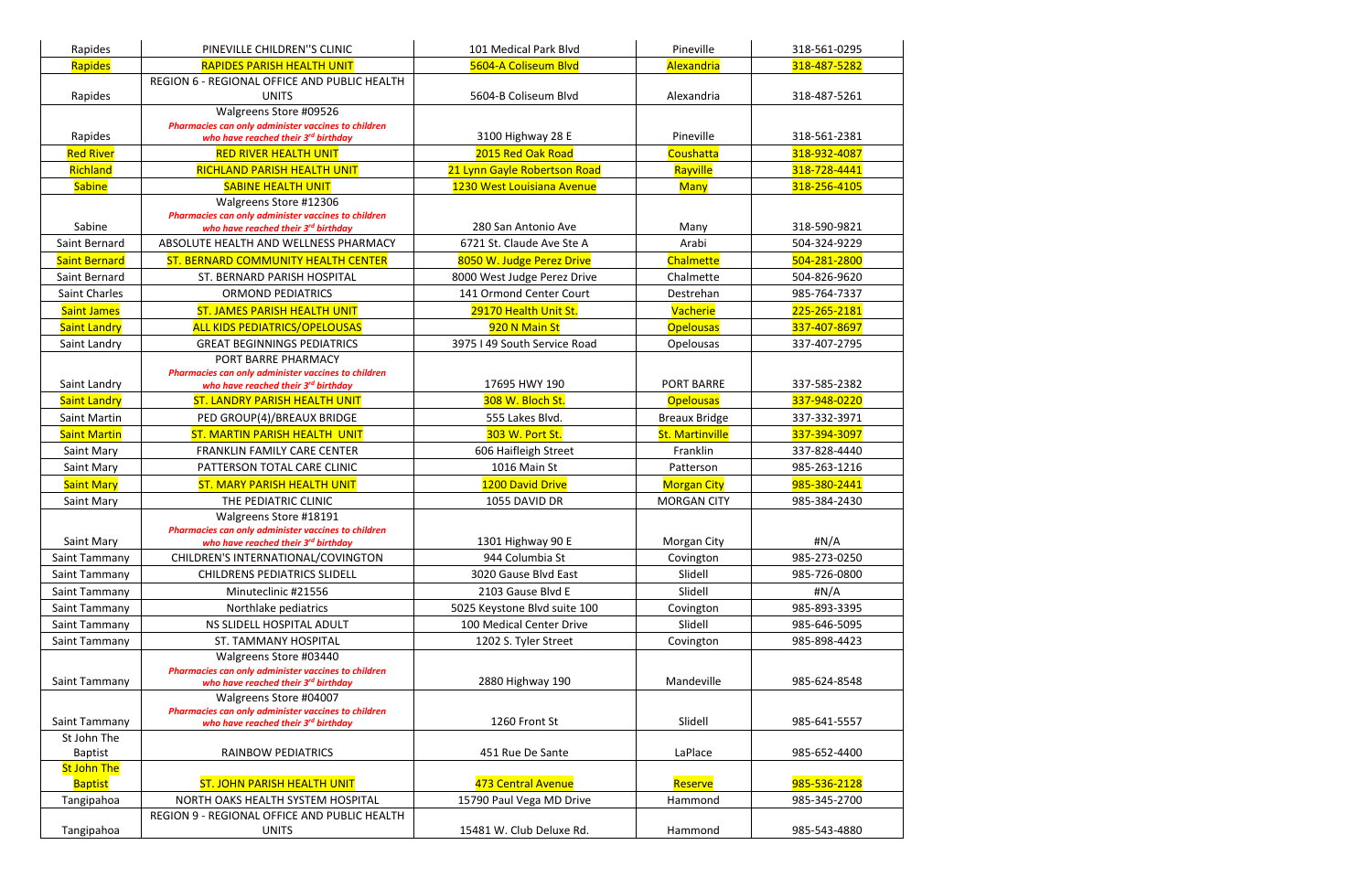| Rapides | PINEVILLE CHILDREN''S CLINIC | 101 Medical Park Blvd | Pineville | 318-561-0295 |
|---|---|---|---|---|
| Rapides | RAPIDES PARISH HEALTH UNIT | 5604-A Coliseum Blvd | Alexandria | 318-487-5282 |
| Rapides | REGION 6 - REGIONAL OFFICE AND PUBLIC HEALTH UNITS | 5604-B Coliseum Blvd | Alexandria | 318-487-5261 |
| Rapides | Walgreens Store #09526 ***Pharmacies can only administer vaccines to children who have reached their 3rd birthday*** | 3100 Highway 28 E | Pineville | 318-561-2381 |
| Red River | RED RIVER HEALTH UNIT | 2015 Red Oak Road | Coushatta | 318-932-4087 |
| Richland | RICHLAND PARISH HEALTH UNIT | 21 Lynn Gayle Robertson Road | Rayville | 318-728-4441 |
| Sabine | SABINE HEALTH UNIT | 1230 West Louisiana Avenue | Many | 318-256-4105 |
| Sabine | Walgreens Store #12306 ***Pharmacies can only administer vaccines to children who have reached their 3rd birthday*** | 280 San Antonio Ave | Many | 318-590-9821 |
| Saint Bernard | ABSOLUTE HEALTH AND WELLNESS PHARMACY | 6721 St. Claude Ave Ste A | Arabi | 504-324-9229 |
| Saint Bernard | ST. BERNARD COMMUNITY HEALTH CENTER | 8050 W. Judge Perez Drive | Chalmette | 504-281-2800 |
| Saint Bernard | ST. BERNARD PARISH HOSPITAL | 8000 West Judge Perez Drive | Chalmette | 504-826-9620 |
| Saint Charles | ORMOND PEDIATRICS | 141 Ormond Center Court | Destrehan | 985-764-7337 |
| Saint James | ST. JAMES PARISH HEALTH UNIT | 29170 Health Unit St. | Vacherie | 225-265-2181 |
| Saint Landry | ALL KIDS PEDIATRICS/OPELOUSAS | 920 N Main St | Opelousas | 337-407-8697 |
| Saint Landry | GREAT BEGINNINGS PEDIATRICS | 3975 I 49 South Service Road | Opelousas | 337-407-2795 |
| Saint Landry | PORT BARRE PHARMACY ***Pharmacies can only administer vaccines to children who have reached their 3rd birthday*** | 17695 HWY 190 | PORT BARRE | 337-585-2382 |
| Saint Landry | ST. LANDRY PARISH HEALTH UNIT | 308 W. Bloch St. | Opelousas | 337-948-0220 |
| Saint Martin | PED GROUP(4)/BREAUX BRIDGE | 555 Lakes Blvd. | Breaux Bridge | 337-332-3971 |
| Saint Martin | ST. MARTIN PARISH HEALTH UNIT | 303 W. Port St. | St. Martinville | 337-394-3097 |
| Saint Mary | FRANKLIN FAMILY CARE CENTER | 606 Haifleigh Street | Franklin | 337-828-4440 |
| Saint Mary | PATTERSON TOTAL CARE CLINIC | 1016 Main St | Patterson | 985-263-1216 |
| Saint Mary | ST. MARY PARISH HEALTH UNIT | 1200 David Drive | Morgan City | 985-380-2441 |
| Saint Mary | THE PEDIATRIC CLINIC | 1055 DAVID DR | MORGAN CITY | 985-384-2430 |
| Saint Mary | Walgreens Store #18191 ***Pharmacies can only administer vaccines to children who have reached their 3rd birthday*** | 1301 Highway 90 E | Morgan City | #N/A |
| Saint Tammany | CHILDREN'S INTERNATIONAL/COVINGTON | 944 Columbia St | Covington | 985-273-0250 |
| Saint Tammany | CHILDRENS PEDIATRICS SLIDELL | 3020 Gause Blvd East | Slidell | 985-726-0800 |
| Saint Tammany | Minuteclinic #21556 | 2103 Gause Blvd E | Slidell | #N/A |
| Saint Tammany | Northlake pediatrics | 5025 Keystone Blvd suite 100 | Covington | 985-893-3395 |
| Saint Tammany | NS SLIDELL HOSPITAL ADULT | 100 Medical Center Drive | Slidell | 985-646-5095 |
| Saint Tammany | ST. TAMMANY HOSPITAL | 1202 S. Tyler Street | Covington | 985-898-4423 |
| Saint Tammany | Walgreens Store #03440 ***Pharmacies can only administer vaccines to children who have reached their 3rd birthday*** | 2880 Highway 190 | Mandeville | 985-624-8548 |
| Saint Tammany | Walgreens Store #04007 ***Pharmacies can only administer vaccines to children who have reached their 3rd birthday*** | 1260 Front St | Slidell | 985-641-5557 |
| St John The Baptist | RAINBOW PEDIATRICS | 451 Rue De Sante | LaPlace | 985-652-4400 |
| St John The Baptist | ST. JOHN PARISH HEALTH UNIT | 473 Central Avenue | Reserve | 985-536-2128 |
| Tangipahoa | NORTH OAKS HEALTH SYSTEM HOSPITAL | 15790 Paul Vega MD Drive | Hammond | 985-345-2700 |
| Tangipahoa | REGION 9 - REGIONAL OFFICE AND PUBLIC HEALTH UNITS | 15481 W. Club Deluxe Rd. | Hammond | 985-543-4880 |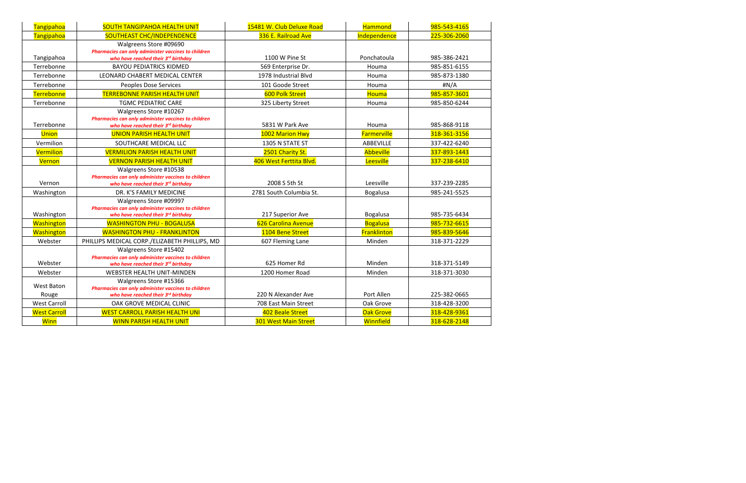| | | | | |
|---|---|---|---|---|
| Tangipahoa | SOUTH TANGIPAHOA HEALTH UNIT | 15481 W. Club Deluxe Road | Hammond | 985-543-4165 |
| Tangipahoa | SOUTHEAST CHC/INDEPENDENCE | 336 E. Railroad Ave | Independence | 225-306-2060 |
| Tangipahoa | Walgreens Store #09690 ***Pharmacies can only administer vaccines to children who have reached their 3rd birthday*** | 1100 W Pine St | Ponchatoula | 985-386-2421 |
| Terrebonne | BAYOU PEDIATRICS KIDMED | 569 Enterprise Dr. | Houma | 985-851-6155 |
| Terrebonne | LEONARD CHABERT MEDICAL CENTER | 1978 Industrial Blvd | Houma | 985-873-1380 |
| Terrebonne | Peoples Dose Services | 101 Goode Street | Houma | #N/A |
| Terrebonne | TERREBONNE PARISH HEALTH UNIT | 600 Polk Street | Houma | 985-857-3601 |
| Terrebonne | TGMC PEDIATRIC CARE | 325 Liberty Street | Houma | 985-850-6244 |
| Terrebonne | Walgreens Store #10267 ***Pharmacies can only administer vaccines to children who have reached their 3rd birthday*** | 5831 W Park Ave | Houma | 985-868-9118 |
| Union | UNION PARISH HEALTH UNIT | 1002 Marion Hwy | Farmerville | 318-361-3156 |
| Vermilion | SOUTHCARE MEDICAL LLC | 1305 N STATE ST | ABBEVILLE | 337-422-6240 |
| Vermilion | VERMILION PARISH HEALTH UNIT | 2501 Charity St. | Abbeville | 337-893-1443 |
| Vernon | VERNON PARISH HEALTH UNIT | 406 West Ferttita Blvd. | Leesville | 337-238-6410 |
| Vernon | Walgreens Store #10538 ***Pharmacies can only administer vaccines to children who have reached their 3rd birthday*** | 2008 S 5th St | Leesville | 337-239-2285 |
| Washington | DR. K'S FAMILY MEDICINE | 2781 South Columbia St. | Bogalusa | 985-241-5525 |
| Washington | Walgreens Store #09997 ***Pharmacies can only administer vaccines to children who have reached their 3rd birthday*** | 217 Superior Ave | Bogalusa | 985-735-6434 |
| Washington | WASHINGTON PHU - BOGALUSA | 626 Carolina Avenue | Bogalusa | 985-732-6615 |
| Washington | WASHINGTON PHU - FRANKLINTON | 1104 Bene Street | Franklinton | 985-839-5646 |
| Webster | PHILLIPS MEDICAL CORP./ELIZABETH PHILLIPS, MD | 607 Fleming Lane | Minden | 318-371-2229 |
| Webster | Walgreens Store #15402 ***Pharmacies can only administer vaccines to children who have reached their 3rd birthday*** | 625 Homer Rd | Minden | 318-371-5149 |
| Webster | WEBSTER HEALTH UNIT-MINDEN | 1200 Homer Road | Minden | 318-371-3030 |
| West Baton Rouge | Walgreens Store #15366 ***Pharmacies can only administer vaccines to children who have reached their 3rd birthday*** | 220 N Alexander Ave | Port Allen | 225-382-0665 |
| West Carroll | OAK GROVE MEDICAL CLINIC | 708 East Main Street | Oak Grove | 318-428-3200 |
| West Carroll | WEST CARROLL PARISH HEALTH UNI | 402 Beale Street | Oak Grove | 318-428-9361 |
| Winn | WINN PARISH HEALTH UNIT | 301 West Main Street | Winnfield | 318-628-2148 |